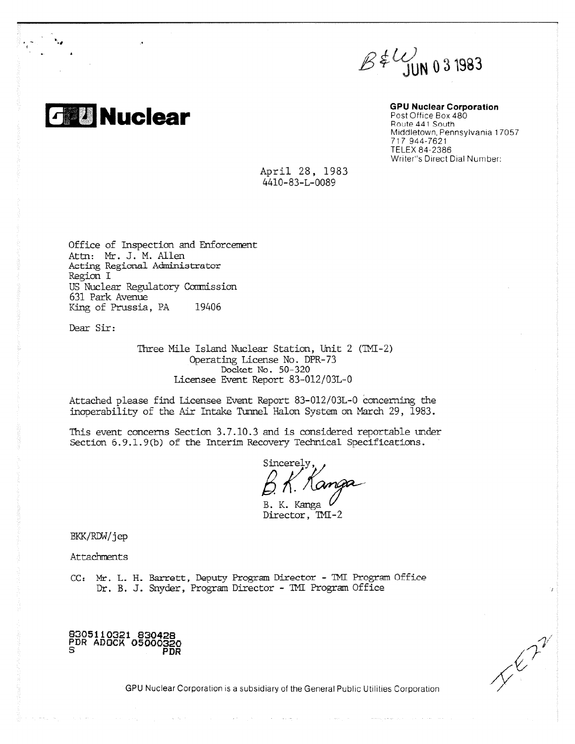B&W JUN 03 1983

**GPU Nuclear**

**GPU Nuclear Corporation**
Post Office Box 480
Route 441 South
Middletown, Pennsylvania 17057
717 944-7621
TELEX 84-2386
Writer's Direct Dial Number:

April 28, 1983
4410-83-L-0089

Office of Inspection and Enforcement
Attn: Mr. J. M. Allen
Acting Regional Administrator
Region I
US Nuclear Regulatory Commission
631 Park Avenue
King of Prussia, PA 19406

Dear Sir:

Three Mile Island Nuclear Station, Unit 2 (TMI-2)
Operating License No. DPR-73
Docket No. 50-320
Licensee Event Report 83-012/03L-0

Attached please find Licensee Event Report 83-012/03L-0 concerning the inoperability of the Air Intake Tunnel Halon System on March 29, 1983.

This event concerns Section 3.7.10.3 and is considered reportable under Section 6.9.1.9(b) of the Interim Recovery Technical Specifications.

Sincerely,

B. K. Kanga
B. K. Kanga
Director, TMI-2

BKK/RDW/jep

Attachments

CC: Mr. L. H. Barrett, Deputy Program Director - TMI Program Office
Dr. B. J. Snyder, Program Director - TMI Program Office

8305110321 830428
PDR ADOCK 05000320
S PDR

IE22

GPU Nuclear Corporation is a subsidiary of the General Public Utilities Corporation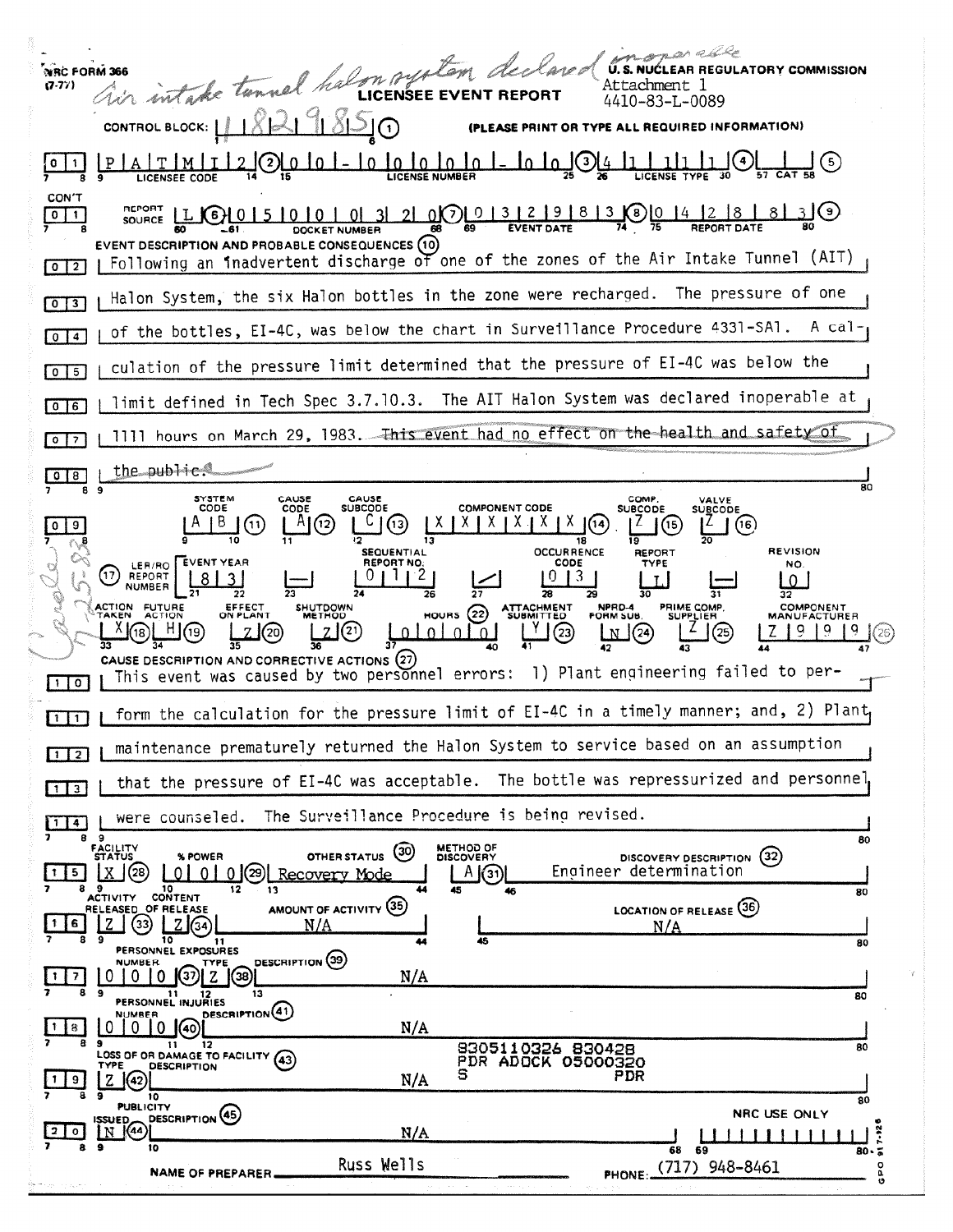NRC FORM 366 (7-77)

*Air intake tunnel halon system declared inoperable* (handwritten)

U. S. NUCLEAR REGULATORY COMMISSION

Attachment 1
4410-83-L-0089

# LICENSEE EVENT REPORT

CONTROL BLOCK: 1 8 2 9 8 5 (1) (PLEASE PRINT OR TYPE ALL REQUIRED INFORMATION)

| 0 1 | P A T M I 2 (2) | 0 0 - 0 0 0 0 0 - 0 0 (3) | 4 1 1 1 1 (4) | (5) |
|---|---|---|---|---|
| | LICENSEE CODE | LICENSE NUMBER | LICENSE TYPE | CAT |

CON'T

| 0 1 | REPORT SOURCE: L (6) | 0 5 0 0 0 3 2 0 (7) | 0 3 2 9 8 3 (8) | 0 4 2 8 8 3 (9) |
|---|---|---|---|---|
| | | DOCKET NUMBER | EVENT DATE | REPORT DATE |

EVENT DESCRIPTION AND PROBABLE CONSEQUENCES (10)

| 0 2 | Following an inadvertent discharge of one of the zones of the Air Intake Tunnel (AIT) |
|---|---|
| 0 3 | Halon System, the six Halon bottles in the zone were recharged. The pressure of one |
| 0 4 | of the bottles, EI-4C, was below the chart in Surveillance Procedure 4331-SA1. A cal- |
| 0 5 | culation of the pressure limit determined that the pressure of EI-4C was below the |
| 0 6 | limit defined in Tech Spec 3.7.10.3. The AIT Halon System was declared inoperable at |
| 0 7 | 1111 hours on March 29, 1983. ~~This event had no effect on the health and safety of~~ |
| 0 8 | ~~the public.~~ |

| 0 9 | SYSTEM CODE | CAUSE CODE | CAUSE SUBCODE | COMPONENT CODE | COMP. SUBCODE | VALVE SUBCODE |
|---|---|---|---|---|---|---|
| | A B (11) | A (12) | C (13) | X X X X X X (14) | Z (15) | Z (16) |

| (17) LER/RO REPORT NUMBER | EVENT YEAR | | SEQUENTIAL REPORT NO. | | OCCURRENCE CODE | REPORT TYPE | | REVISION NO. |
|---|---|---|---|---|---|---|---|---|
| | 8 3 | — | 0 1 2 | / | 0 3 | L | — | 0 |

| ACTION TAKEN | FUTURE ACTION | EFFECT ON PLANT | SHUTDOWN METHOD | HOURS (22) | ATTACHMENT SUBMITTED | NPRD-4 FORM SUB. | PRIME COMP. SUPPLIER | COMPONENT MANUFACTURER |
|---|---|---|---|---|---|---|---|---|
| X (18) | H (19) | Z (20) | Z (21) | 0 0 0 0 0 | Y (23) | N (24) | Z (25) | Z 9 9 9 (26) |

*Carole 7-25-83* (handwritten)

CAUSE DESCRIPTION AND CORRECTIVE ACTIONS (27)

| 1 0 | This event was caused by two personnel errors: 1) Plant engineering failed to per- |
|---|---|
| 1 1 | form the calculation for the pressure limit of EI-4C in a timely manner; and, 2) Plant |
| 1 2 | maintenance prematurely returned the Halon System to service based on an assumption |
| 1 3 | that the pressure of EI-4C was acceptable. The bottle was repressurized and personnel |
| 1 4 | were counseled. The Surveillance Procedure is being revised. |

| 1 5 | FACILITY STATUS | % POWER | OTHER STATUS (30) | METHOD OF DISCOVERY | DISCOVERY DESCRIPTION (32) |
|---|---|---|---|---|---|
| | X (28) | 0 0 0 (29) | Recovery Mode | A (31) | Engineer determination |

| 1 6 | ACTIVITY RELEASED | CONTENT OF RELEASE | AMOUNT OF ACTIVITY (35) | LOCATION OF RELEASE (36) |
|---|---|---|---|---|
| | Z (33) | Z (34) | N/A | N/A |

PERSONNEL EXPOSURES

| 1 7 | NUMBER | TYPE | DESCRIPTION (39) |
|---|---|---|---|
| | 0 0 0 (37) | Z (38) | N/A |

PERSONNEL INJURIES

| 1 8 | NUMBER | DESCRIPTION (41) |
|---|---|---|
| | 0 0 0 (40) | N/A |

LOSS OF OR DAMAGE TO FACILITY (43)

| 1 9 | TYPE | DESCRIPTION |
|---|---|---|
| | Z (42) | N/A |

8305110326 830428
PDR ADOCK 05000320
S PDR

PUBLICITY

| 2 0 | ISSUED | DESCRIPTION (45) | NRC USE ONLY |
|---|---|---|---|
| | N (44) | N/A | |

NAME OF PREPARER: Russ Wells PHONE: (717) 948-8461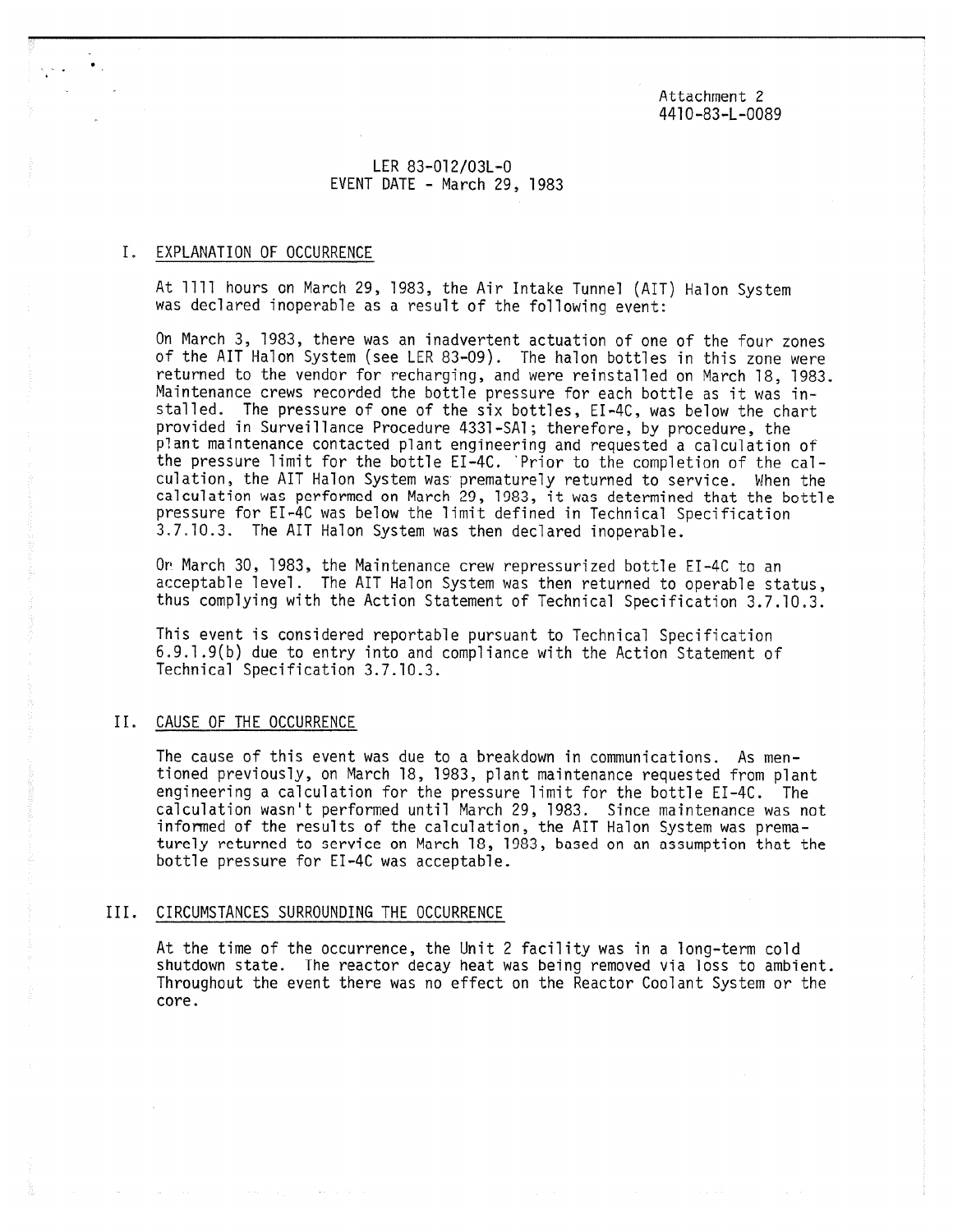Attachment 2
4410-83-L-0089

LER 83-012/03L-0
EVENT DATE - March 29, 1983

## I. EXPLANATION OF OCCURRENCE

At 1111 hours on March 29, 1983, the Air Intake Tunnel (AIT) Halon System was declared inoperable as a result of the following event:

On March 3, 1983, there was an inadvertent actuation of one of the four zones of the AIT Halon System (see LER 83-09). The halon bottles in this zone were returned to the vendor for recharging, and were reinstalled on March 18, 1983. Maintenance crews recorded the bottle pressure for each bottle as it was installed. The pressure of one of the six bottles, EI-4C, was below the chart provided in Surveillance Procedure 4331-SA1; therefore, by procedure, the plant maintenance contacted plant engineering and requested a calculation of the pressure limit for the bottle EI-4C. Prior to the completion of the calculation, the AIT Halon System was prematurely returned to service. When the calculation was performed on March 29, 1983, it was determined that the bottle pressure for EI-4C was below the limit defined in Technical Specification 3.7.10.3. The AIT Halon System was then declared inoperable.

On March 30, 1983, the Maintenance crew repressurized bottle EI-4C to an acceptable level. The AIT Halon System was then returned to operable status, thus complying with the Action Statement of Technical Specification 3.7.10.3.

This event is considered reportable pursuant to Technical Specification 6.9.1.9(b) due to entry into and compliance with the Action Statement of Technical Specification 3.7.10.3.

## II. CAUSE OF THE OCCURRENCE

The cause of this event was due to a breakdown in communications. As mentioned previously, on March 18, 1983, plant maintenance requested from plant engineering a calculation for the pressure limit for the bottle EI-4C. The calculation wasn't performed until March 29, 1983. Since maintenance was not informed of the results of the calculation, the AIT Halon System was prematurely returned to service on March 18, 1983, based on an assumption that the bottle pressure for EI-4C was acceptable.

## III. CIRCUMSTANCES SURROUNDING THE OCCURRENCE

At the time of the occurrence, the Unit 2 facility was in a long-term cold shutdown state. The reactor decay heat was being removed via loss to ambient. Throughout the event there was no effect on the Reactor Coolant System or the core.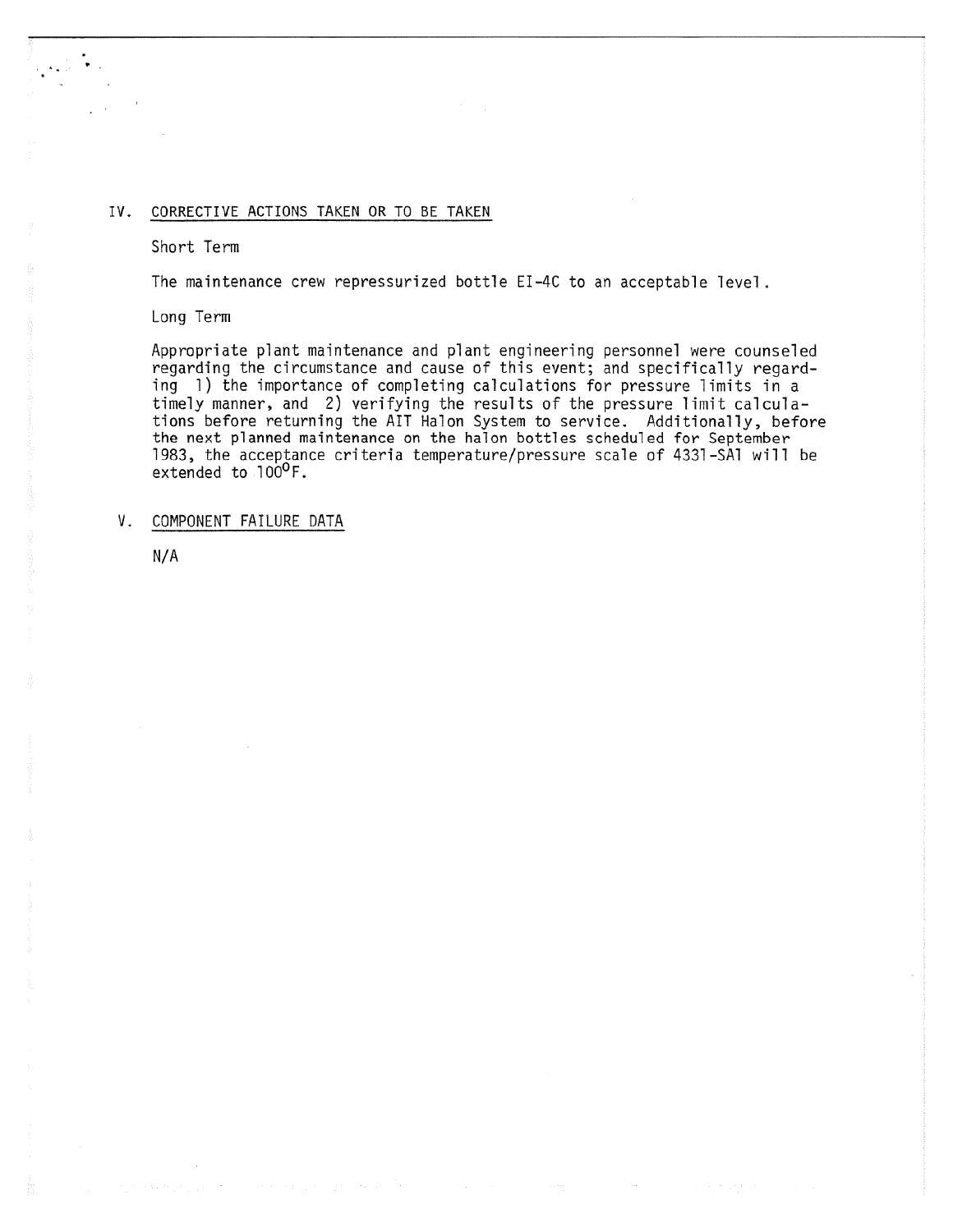## IV. CORRECTIVE ACTIONS TAKEN OR TO BE TAKEN

Short Term

The maintenance crew repressurized bottle EI-4C to an acceptable level.

Long Term

Appropriate plant maintenance and plant engineering personnel were counseled regarding the circumstance and cause of this event; and specifically regarding 1) the importance of completing calculations for pressure limits in a timely manner, and 2) verifying the results of the pressure limit calculations before returning the AIT Halon System to service. Additionally, before the next planned maintenance on the halon bottles scheduled for September 1983, the acceptance criteria temperature/pressure scale of 4331-SA1 will be extended to 100$^{o}$F.

## V. COMPONENT FAILURE DATA

N/A